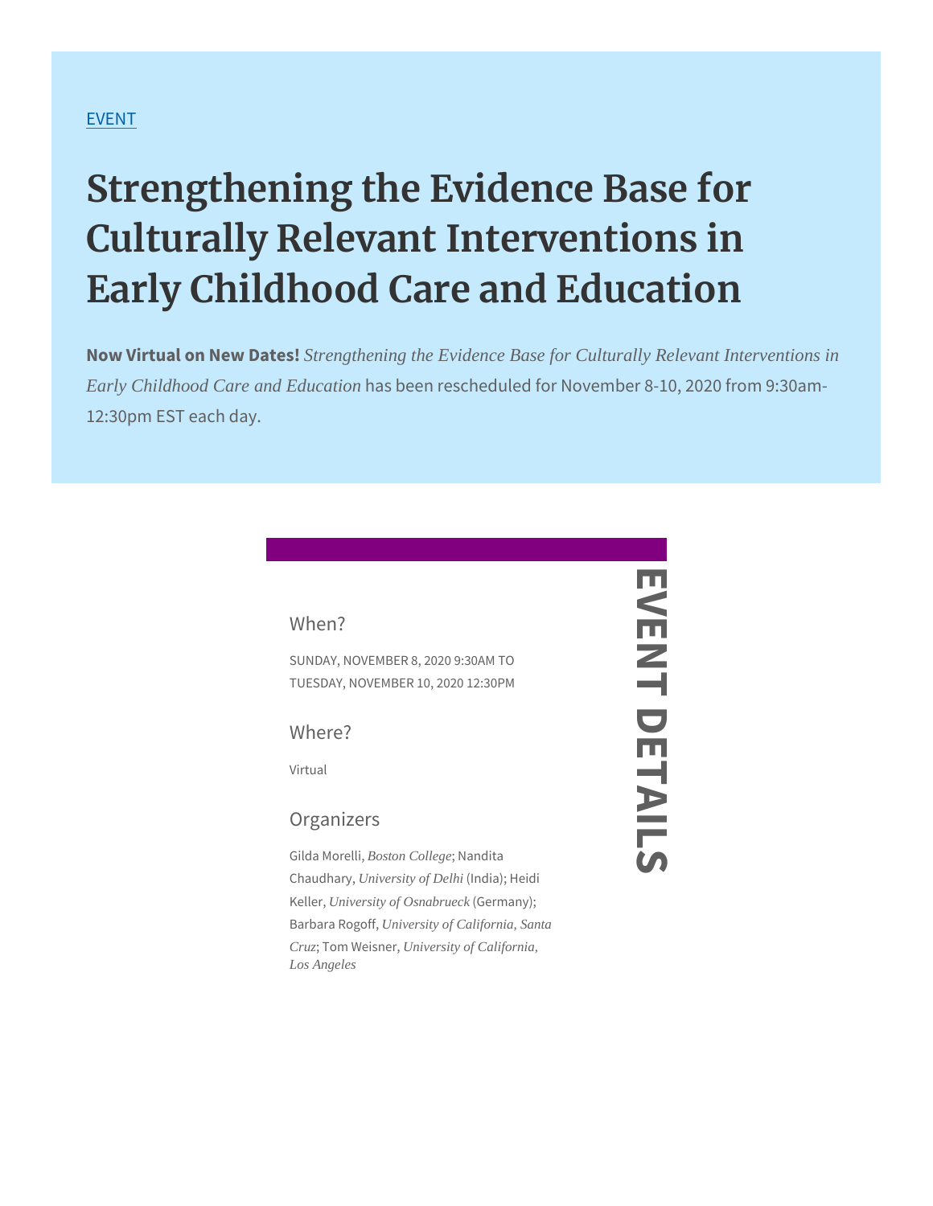EVENT

# Strengthening the Evidence Base for Culturally Relevant Interventions in Early Childhood Care and Education

**Now Virtual on New Dates!** *Strengthening the Evidence Base for Culturally Relevant Interventions in Early Childhood Care and Education* has been rescheduled for November 8-10, 2020 from 9:30am-12:30pm EST each day.

## EVENT DETAILS

### When?

SUNDAY, NOVEMBER 8, 2020 9:30AM TO TUESDAY, NOVEMBER 10, 2020 12:30PM

### Where?

Virtual

### Organizers

Gilda Morelli, *Boston College*; Nandita Chaudhary, *University of Delhi* (India); Heidi Keller, *University of Osnabrueck* (Germany); Barbara Rogoff, *University of California, Santa Cruz*; Tom Weisner, *University of California, Los Angeles*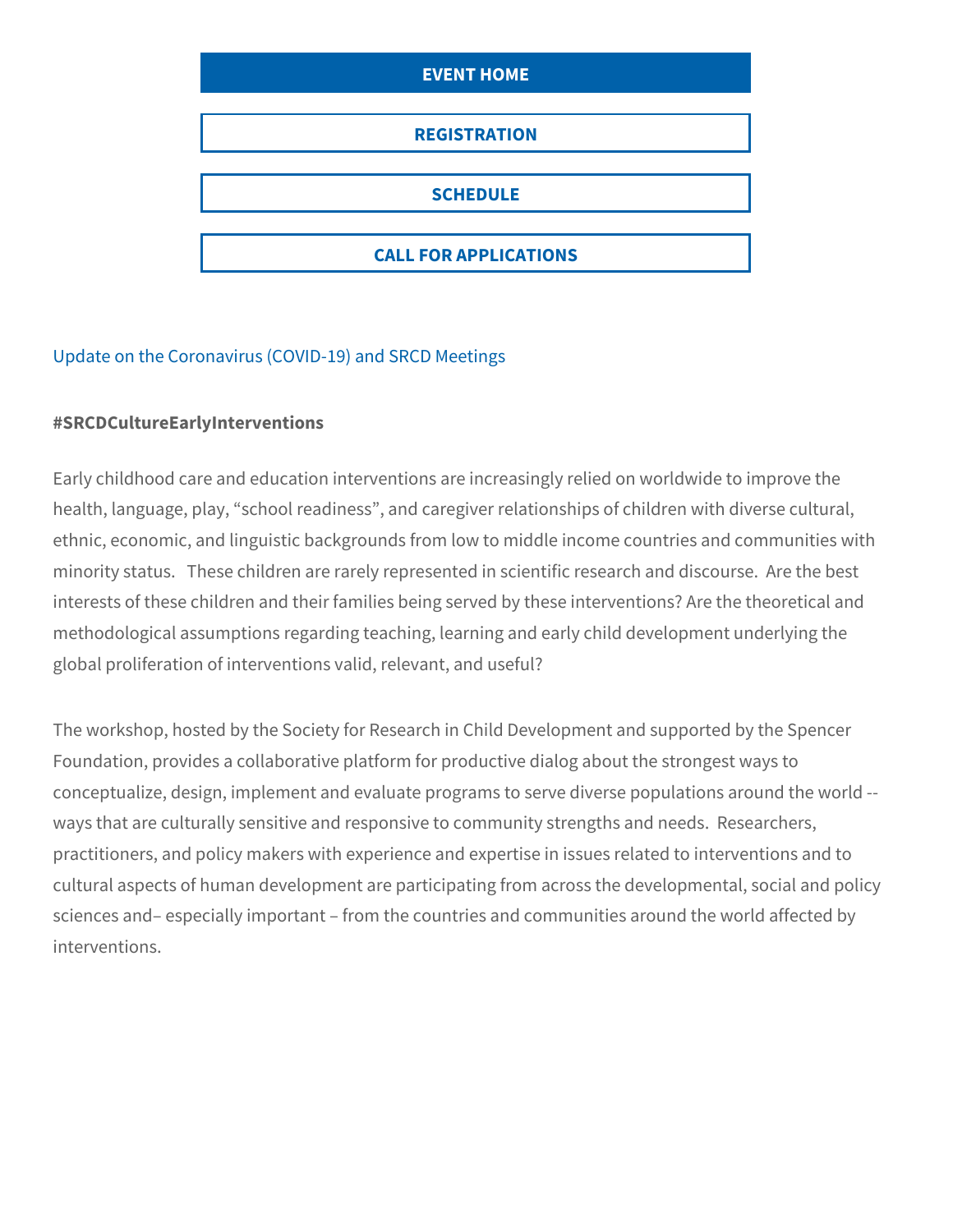**EVENT HOME**

**REGISTRATION**

**SCHEDULE**

**CALL FOR APPLICATIONS**

Update on the Coronavirus (COVID-19) and SRCD Meetings

**#SRCDCultureEarlyInterventions**

Early childhood care and education interventions are increasingly relied on worldwide to improve the health, language, play, "school readiness", and caregiver relationships of children with diverse cultural, ethnic, economic, and linguistic backgrounds from low to middle income countries and communities with minority status. These children are rarely represented in scientific research and discourse. Are the best interests of these children and their families being served by these interventions? Are the theoretical and methodological assumptions regarding teaching, learning and early child development underlying the global proliferation of interventions valid, relevant, and useful?

The workshop, hosted by the Society for Research in Child Development and supported by the Spencer Foundation, provides a collaborative platform for productive dialog about the strongest ways to conceptualize, design, implement and evaluate programs to serve diverse populations around the world -- ways that are culturally sensitive and responsive to community strengths and needs. Researchers, practitioners, and policy makers with experience and expertise in issues related to interventions and to cultural aspects of human development are participating from across the developmental, social and policy sciences and– especially important – from the countries and communities around the world affected by interventions.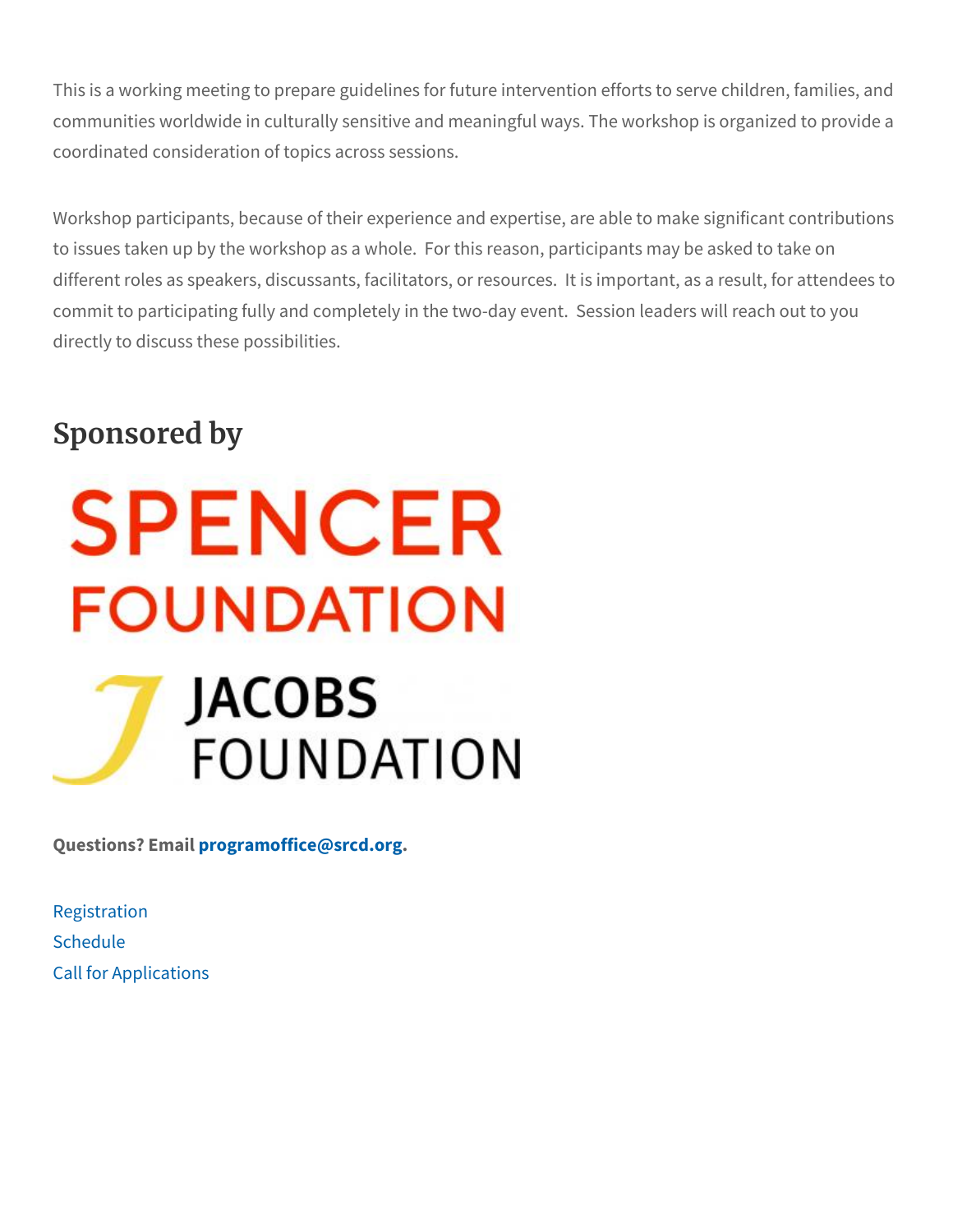This is a working meeting to prepare guidelines for future intervention efforts to serve children, families, and communities worldwide in culturally sensitive and meaningful ways. The workshop is organized to provide a coordinated consideration of topics across sessions.

Workshop participants, because of their experience and expertise, are able to make significant contributions to issues taken up by the workshop as a whole. For this reason, participants may be asked to take on different roles as speakers, discussants, facilitators, or resources. It is important, as a result, for attendees to commit to participating fully and completely in the two-day event. Session leaders will reach out to you directly to discuss these possibilities.

## Sponsored by

SPENCER FOUNDATION

JACOBS FOUNDATION

**Questions? Email programoffice@srcd.org.**

Registration
Schedule
Call for Applications